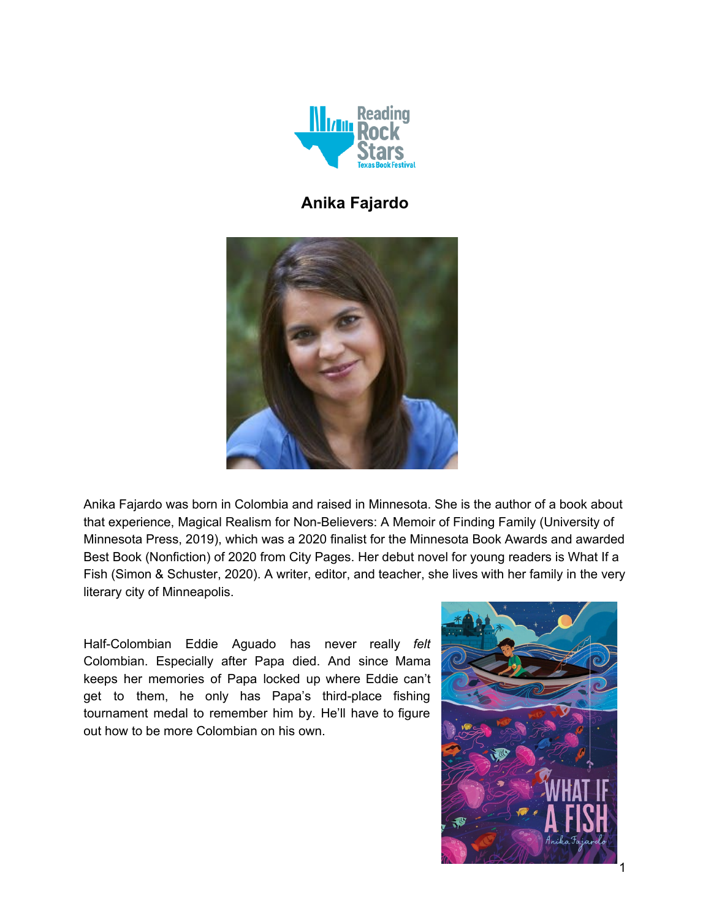# Anika Fajardo

Anika Fajardo was born in Colombia and raised in Minnesota. She is the author of a book about that experience, Magical Realism for Non-Believers: A Memoir of Finding Family (University of Minnesota Press, 2019), which was a 2020 finalist for the Minnesota Book Awards and awarded Best Book (Nonfiction) of 2020 from City Pages. Her debut novel for young readers is What If a Fish (Simon & Schuster, 2020). A writer, editor, and teacher, she lives with her family in the very literary city of Minneapolis.

Half-Colombian Eddie Aguado has never really *felt* Colombian. Especially after Papa died. And since Mama keeps her memories of Papa locked up where Eddie can't get to them, he only has Papa's third-place fishing tournament medal to remember him by. He'll have to figure out how to be more Colombian on his own.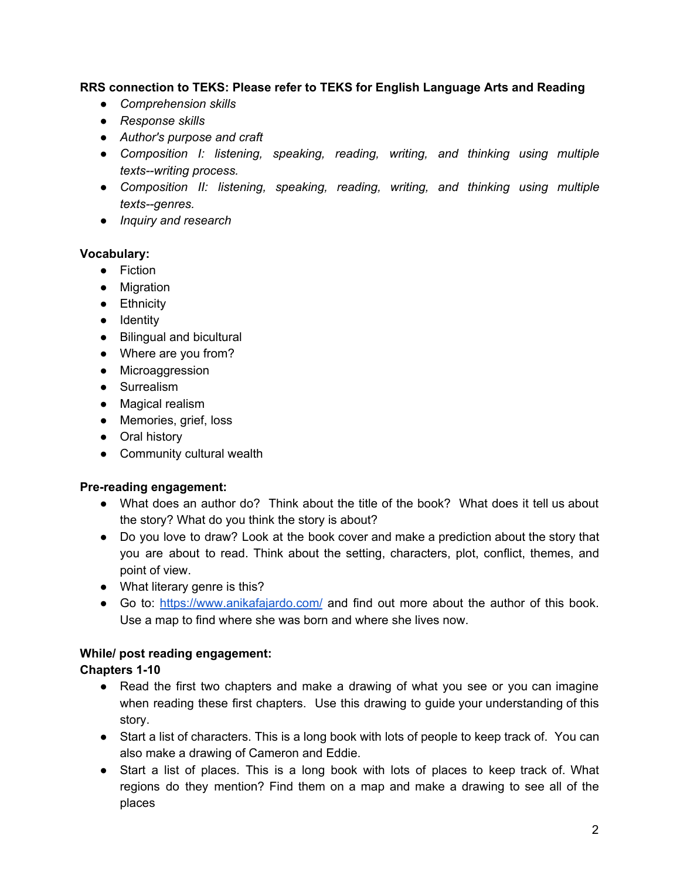**RRS connection to TEKS: Please refer to TEKS for English Language Arts and Reading**

- *Comprehension skills*
- *Response skills*
- *Author's purpose and craft*
- *Composition I: listening, speaking, reading, writing, and thinking using multiple texts--writing process.*
- *Composition II: listening, speaking, reading, writing, and thinking using multiple texts--genres.*
- *Inquiry and research*

**Vocabulary:**

- Fiction
- Migration
- Ethnicity
- Identity
- Bilingual and bicultural
- Where are you from?
- Microaggression
- Surrealism
- Magical realism
- Memories, grief, loss
- Oral history
- Community cultural wealth

**Pre-reading engagement:**

- What does an author do? Think about the title of the book? What does it tell us about the story? What do you think the story is about?
- Do you love to draw? Look at the book cover and make a prediction about the story that you are about to read. Think about the setting, characters, plot, conflict, themes, and point of view.
- What literary genre is this?
- Go to: [https://www.anikafajardo.com/](https://www.anikafajardo.com/) and find out more about the author of this book. Use a map to find where she was born and where she lives now.

**While/ post reading engagement:**

**Chapters 1-10**

- Read the first two chapters and make a drawing of what you see or you can imagine when reading these first chapters. Use this drawing to guide your understanding of this story.
- Start a list of characters. This is a long book with lots of people to keep track of. You can also make a drawing of Cameron and Eddie.
- Start a list of places. This is a long book with lots of places to keep track of. What regions do they mention? Find them on a map and make a drawing to see all of the places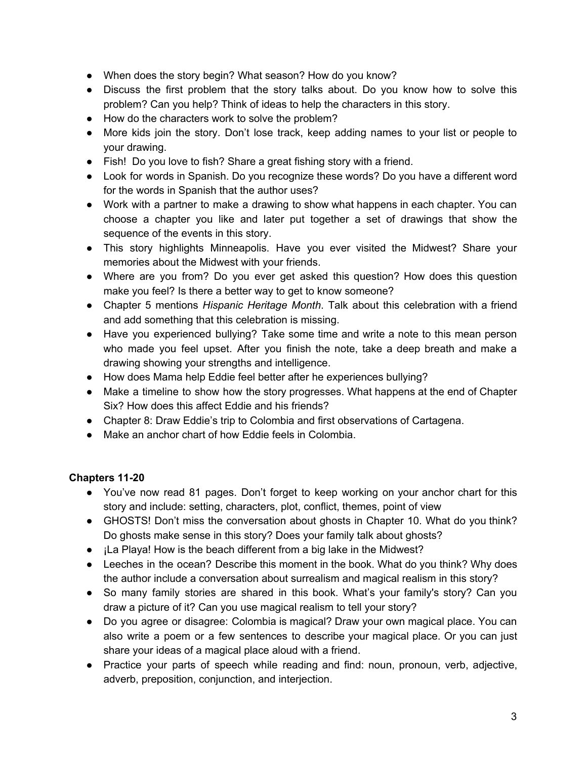- When does the story begin? What season? How do you know?
- Discuss the first problem that the story talks about. Do you know how to solve this problem? Can you help? Think of ideas to help the characters in this story.
- How do the characters work to solve the problem?
- More kids join the story. Don't lose track, keep adding names to your list or people to your drawing.
- Fish! Do you love to fish? Share a great fishing story with a friend.
- Look for words in Spanish. Do you recognize these words? Do you have a different word for the words in Spanish that the author uses?
- Work with a partner to make a drawing to show what happens in each chapter. You can choose a chapter you like and later put together a set of drawings that show the sequence of the events in this story.
- This story highlights Minneapolis. Have you ever visited the Midwest? Share your memories about the Midwest with your friends.
- Where are you from? Do you ever get asked this question? How does this question make you feel? Is there a better way to get to know someone?
- Chapter 5 mentions *Hispanic Heritage Month*. Talk about this celebration with a friend and add something that this celebration is missing.
- Have you experienced bullying? Take some time and write a note to this mean person who made you feel upset. After you finish the note, take a deep breath and make a drawing showing your strengths and intelligence.
- How does Mama help Eddie feel better after he experiences bullying?
- Make a timeline to show how the story progresses. What happens at the end of Chapter Six? How does this affect Eddie and his friends?
- Chapter 8: Draw Eddie's trip to Colombia and first observations of Cartagena.
- Make an anchor chart of how Eddie feels in Colombia.

**Chapters 11-20**

- You've now read 81 pages. Don't forget to keep working on your anchor chart for this story and include: setting, characters, plot, conflict, themes, point of view
- GHOSTS! Don't miss the conversation about ghosts in Chapter 10. What do you think? Do ghosts make sense in this story? Does your family talk about ghosts?
- ¡La Playa! How is the beach different from a big lake in the Midwest?
- Leeches in the ocean? Describe this moment in the book. What do you think? Why does the author include a conversation about surrealism and magical realism in this story?
- So many family stories are shared in this book. What's your family's story? Can you draw a picture of it? Can you use magical realism to tell your story?
- Do you agree or disagree: Colombia is magical? Draw your own magical place. You can also write a poem or a few sentences to describe your magical place. Or you can just share your ideas of a magical place aloud with a friend.
- Practice your parts of speech while reading and find: noun, pronoun, verb, adjective, adverb, preposition, conjunction, and interjection.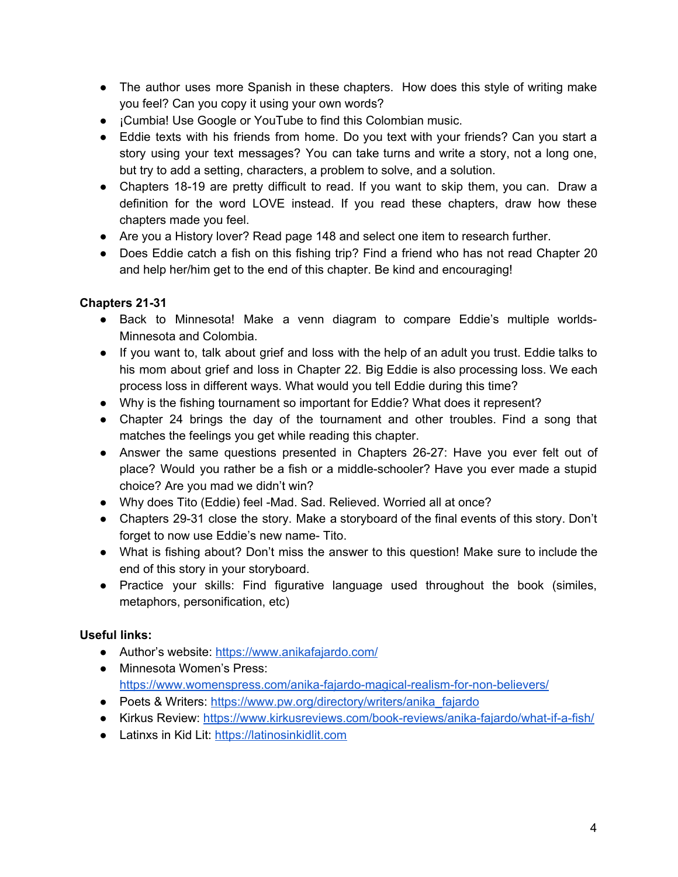- The author uses more Spanish in these chapters. How does this style of writing make you feel? Can you copy it using your own words?
- ¡Cumbia! Use Google or YouTube to find this Colombian music.
- Eddie texts with his friends from home. Do you text with your friends? Can you start a story using your text messages? You can take turns and write a story, not a long one, but try to add a setting, characters, a problem to solve, and a solution.
- Chapters 18-19 are pretty difficult to read. If you want to skip them, you can. Draw a definition for the word LOVE instead. If you read these chapters, draw how these chapters made you feel.
- Are you a History lover? Read page 148 and select one item to research further.
- Does Eddie catch a fish on this fishing trip? Find a friend who has not read Chapter 20 and help her/him get to the end of this chapter. Be kind and encouraging!

**Chapters 21-31**

- Back to Minnesota! Make a venn diagram to compare Eddie's multiple worlds- Minnesota and Colombia.
- If you want to, talk about grief and loss with the help of an adult you trust. Eddie talks to his mom about grief and loss in Chapter 22. Big Eddie is also processing loss. We each process loss in different ways. What would you tell Eddie during this time?
- Why is the fishing tournament so important for Eddie? What does it represent?
- Chapter 24 brings the day of the tournament and other troubles. Find a song that matches the feelings you get while reading this chapter.
- Answer the same questions presented in Chapters 26-27: Have you ever felt out of place? Would you rather be a fish or a middle-schooler? Have you ever made a stupid choice? Are you mad we didn't win?
- Why does Tito (Eddie) feel -Mad. Sad. Relieved. Worried all at once?
- Chapters 29-31 close the story. Make a storyboard of the final events of this story. Don't forget to now use Eddie's new name- Tito.
- What is fishing about? Don't miss the answer to this question! Make sure to include the end of this story in your storyboard.
- Practice your skills: Find figurative language used throughout the book (similes, metaphors, personification, etc)

**Useful links:**

- Author's website: https://www.anikafajardo.com/
- Minnesota Women's Press: https://www.womenspress.com/anika-fajardo-magical-realism-for-non-believers/
- Poets & Writers: https://www.pw.org/directory/writers/anika_fajardo
- Kirkus Review: https://www.kirkusreviews.com/book-reviews/anika-fajardo/what-if-a-fish/
- Latinxs in Kid Lit: https://latinosinkidlit.com